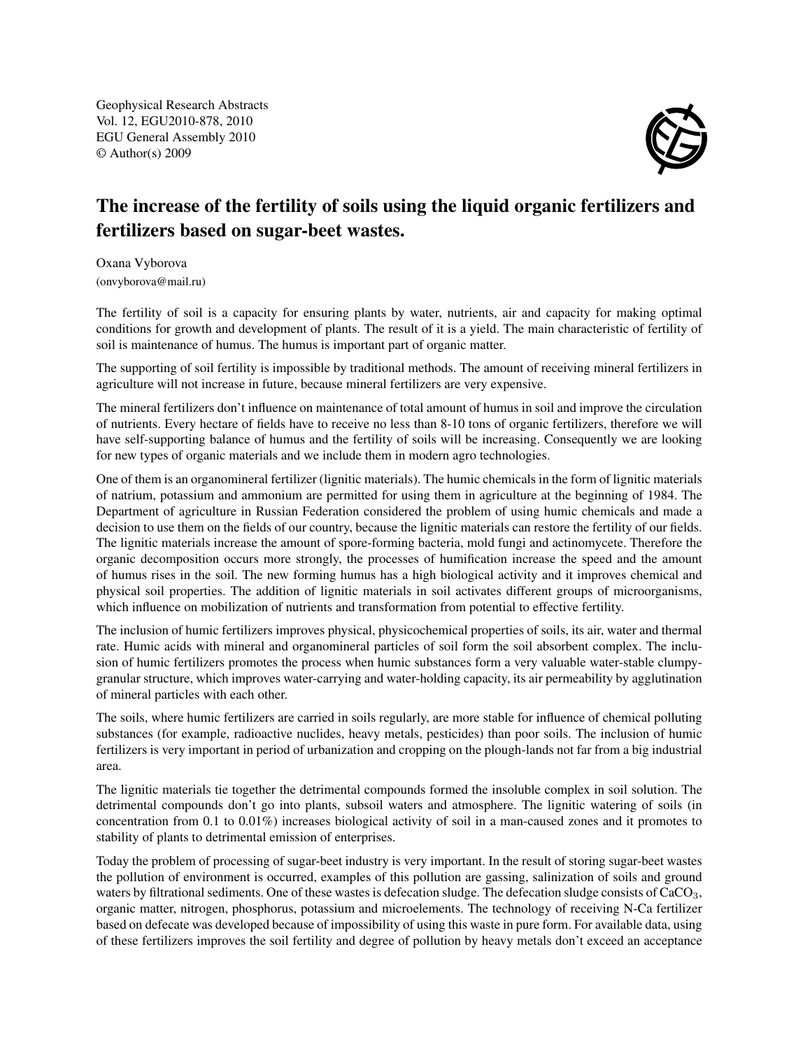# The increase of the fertility of soils using the liquid organic fertilizers and fertilizers based on sugar-beet wastes.

Oxana Vyborova

(onvyborova@mail.ru)

The fertility of soil is a capacity for ensuring plants by water, nutrients, air and capacity for making optimal conditions for growth and development of plants. The result of it is a yield. The main characteristic of fertility of soil is maintenance of humus. The humus is important part of organic matter.

The supporting of soil fertility is impossible by traditional methods. The amount of receiving mineral fertilizers in agriculture will not increase in future, because mineral fertilizers are very expensive.

The mineral fertilizers don't influence on maintenance of total amount of humus in soil and improve the circulation of nutrients. Every hectare of fields have to receive no less than 8-10 tons of organic fertilizers, therefore we will have self-supporting balance of humus and the fertility of soils will be increasing. Consequently we are looking for new types of organic materials and we include them in modern agro technologies.

One of them is an organomineral fertilizer (lignitic materials). The humic chemicals in the form of lignitic materials of natrium, potassium and ammonium are permitted for using them in agriculture at the beginning of 1984. The Department of agriculture in Russian Federation considered the problem of using humic chemicals and made a decision to use them on the fields of our country, because the lignitic materials can restore the fertility of our fields. The lignitic materials increase the amount of spore-forming bacteria, mold fungi and actinomycete. Therefore the organic decomposition occurs more strongly, the processes of humification increase the speed and the amount of humus rises in the soil. The new forming humus has a high biological activity and it improves chemical and physical soil properties. The addition of lignitic materials in soil activates different groups of microorganisms, which influence on mobilization of nutrients and transformation from potential to effective fertility.

The inclusion of humic fertilizers improves physical, physicochemical properties of soils, its air, water and thermal rate. Humic acids with mineral and organomineral particles of soil form the soil absorbent complex. The inclusion of humic fertilizers promotes the process when humic substances form a very valuable water-stable clumpy-granular structure, which improves water-carrying and water-holding capacity, its air permeability by agglutination of mineral particles with each other.

The soils, where humic fertilizers are carried in soils regularly, are more stable for influence of chemical polluting substances (for example, radioactive nuclides, heavy metals, pesticides) than poor soils. The inclusion of humic fertilizers is very important in period of urbanization and cropping on the plough-lands not far from a big industrial area.

The lignitic materials tie together the detrimental compounds formed the insoluble complex in soil solution. The detrimental compounds don't go into plants, subsoil waters and atmosphere. The lignitic watering of soils (in concentration from 0.1 to 0.01%) increases biological activity of soil in a man-caused zones and it promotes to stability of plants to detrimental emission of enterprises.

Today the problem of processing of sugar-beet industry is very important. In the result of storing sugar-beet wastes the pollution of environment is occurred, examples of this pollution are gassing, salinization of soils and ground waters by filtrational sediments. One of these wastes is defecation sludge. The defecation sludge consists of $CaCO_3$, organic matter, nitrogen, phosphorus, potassium and microelements. The technology of receiving N-Ca fertilizer based on defecate was developed because of impossibility of using this waste in pure form. For available data, using of these fertilizers improves the soil fertility and degree of pollution by heavy metals don't exceed an acceptance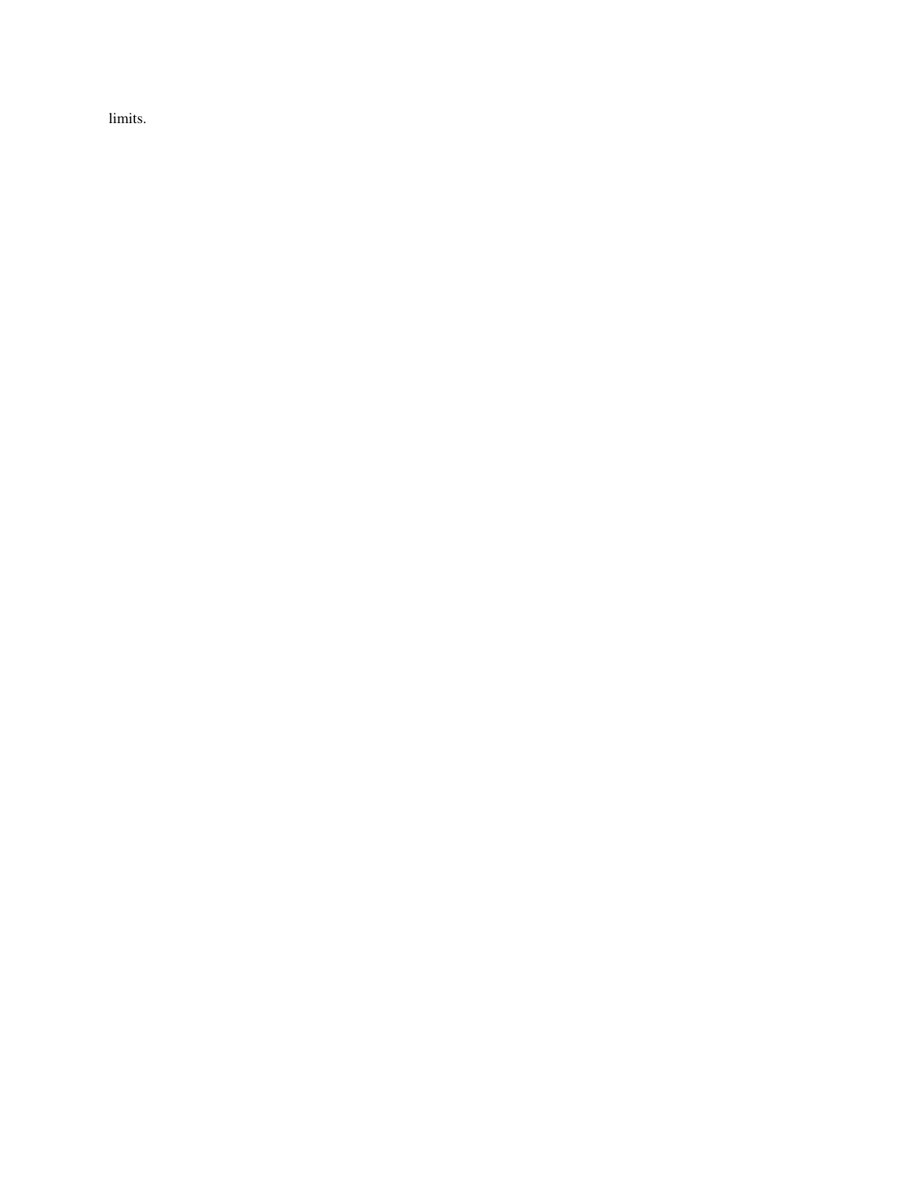limits.